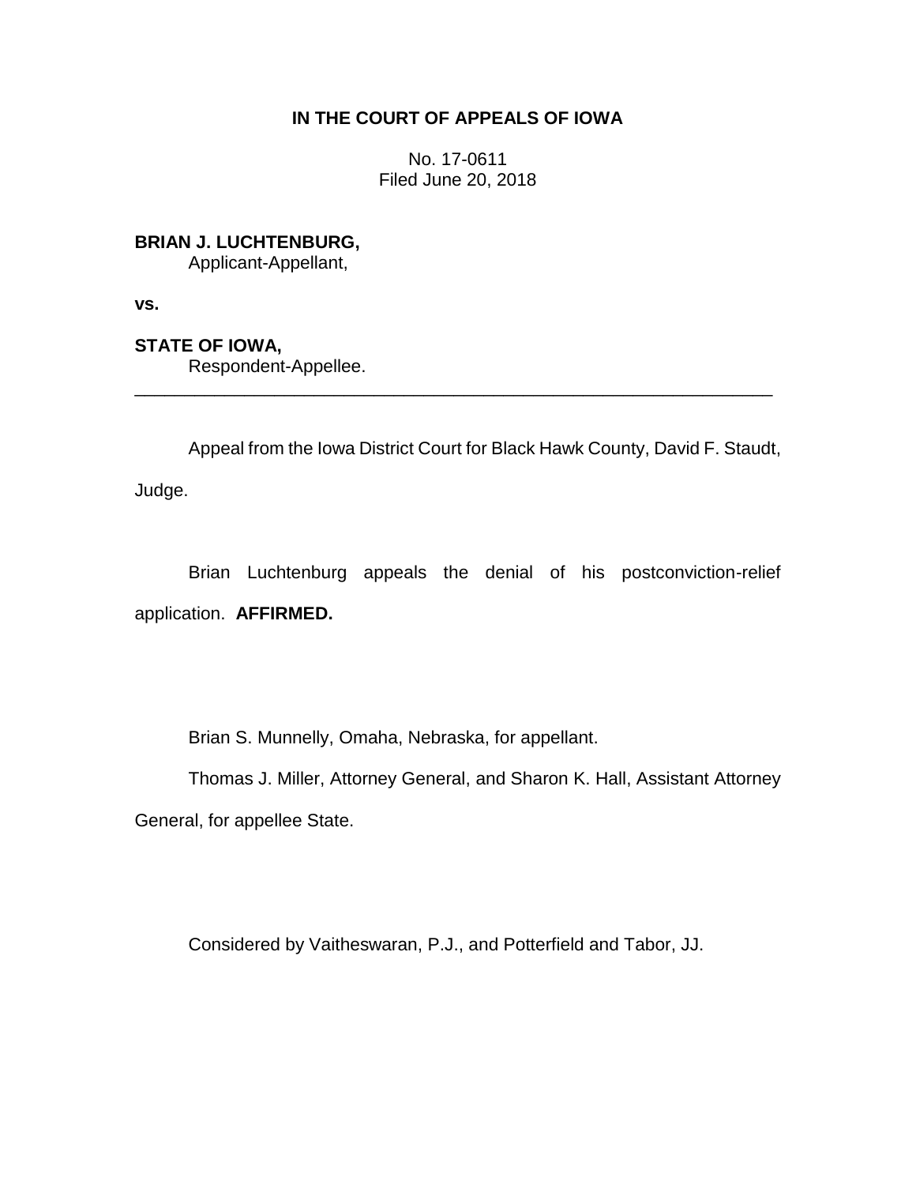# IN THE COURT OF APPEALS OF IOWA

No. 17-0611
Filed June 20, 2018

**BRIAN J. LUCHTENBURG,**
Applicant-Appellant,

**vs.**

**STATE OF IOWA,**
Respondent-Appellee.

---

Appeal from the Iowa District Court for Black Hawk County, David F. Staudt, Judge.

Brian Luchtenburg appeals the denial of his postconviction-relief application. **AFFIRMED.**

Brian S. Munnelly, Omaha, Nebraska, for appellant.

Thomas J. Miller, Attorney General, and Sharon K. Hall, Assistant Attorney General, for appellee State.

Considered by Vaitheswaran, P.J., and Potterfield and Tabor, JJ.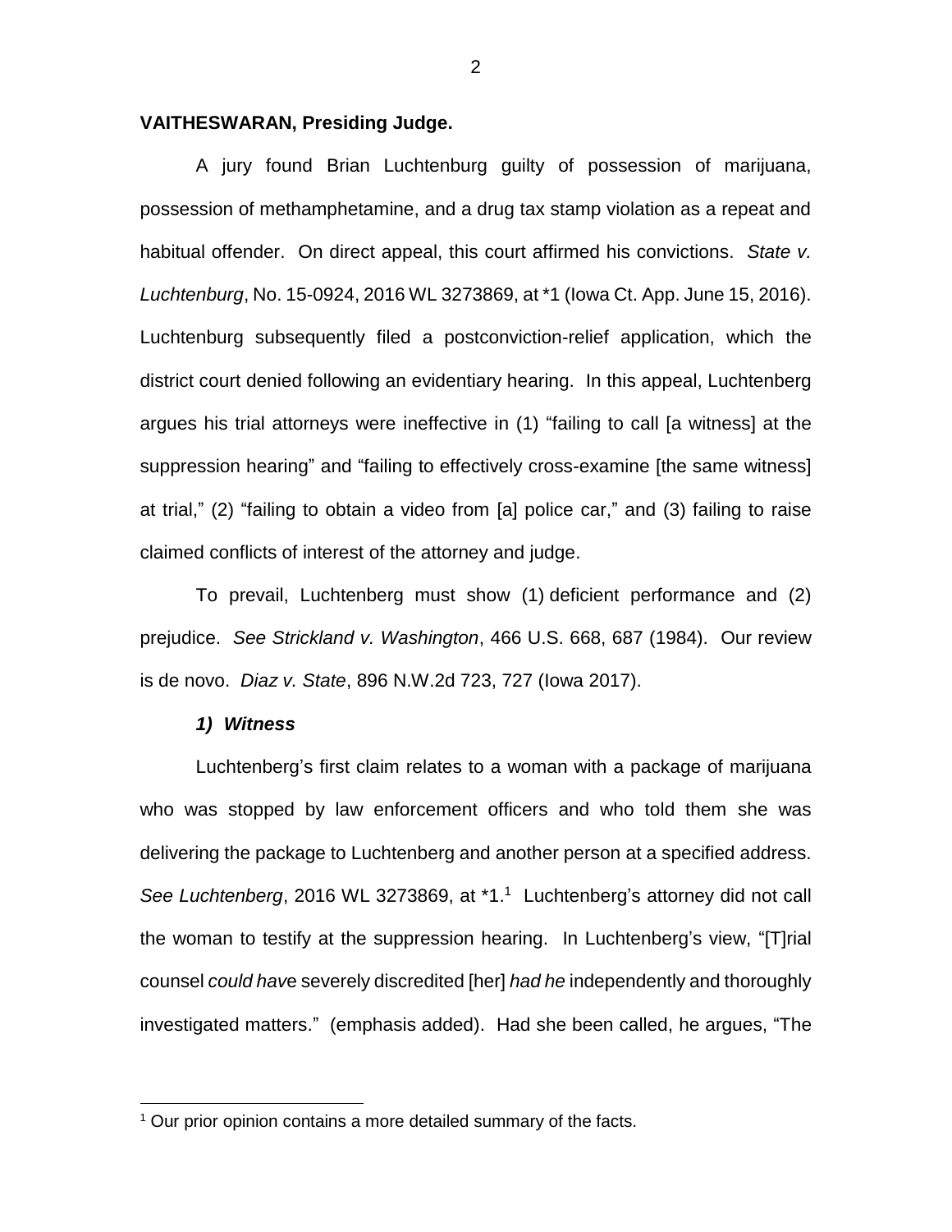**VAITHESWARAN, Presiding Judge.**

A jury found Brian Luchtenburg guilty of possession of marijuana, possession of methamphetamine, and a drug tax stamp violation as a repeat and habitual offender. On direct appeal, this court affirmed his convictions. *State v. Luchtenburg*, No. 15-0924, 2016 WL 3273869, at *1 (Iowa Ct. App. June 15, 2016). Luchtenburg subsequently filed a postconviction-relief application, which the district court denied following an evidentiary hearing. In this appeal, Luchtenberg argues his trial attorneys were ineffective in (1) "failing to call [a witness] at the suppression hearing" and "failing to effectively cross-examine [the same witness] at trial," (2) "failing to obtain a video from [a] police car," and (3) failing to raise claimed conflicts of interest of the attorney and judge.

To prevail, Luchtenberg must show (1) deficient performance and (2) prejudice. *See Strickland v. Washington*, 466 U.S. 668, 687 (1984). Our review is de novo. *Diaz v. State*, 896 N.W.2d 723, 727 (Iowa 2017).

***1) Witness***

Luchtenberg's first claim relates to a woman with a package of marijuana who was stopped by law enforcement officers and who told them she was delivering the package to Luchtenberg and another person at a specified address. *See Luchtenberg*, 2016 WL 3273869, at *1.[1] Luchtenberg's attorney did not call the woman to testify at the suppression hearing. In Luchtenberg's view, "[T]rial counsel *could hav*e severely discredited [her] *had he* independently and thoroughly investigated matters." (emphasis added). Had she been called, he argues, "The

[1] Our prior opinion contains a more detailed summary of the facts.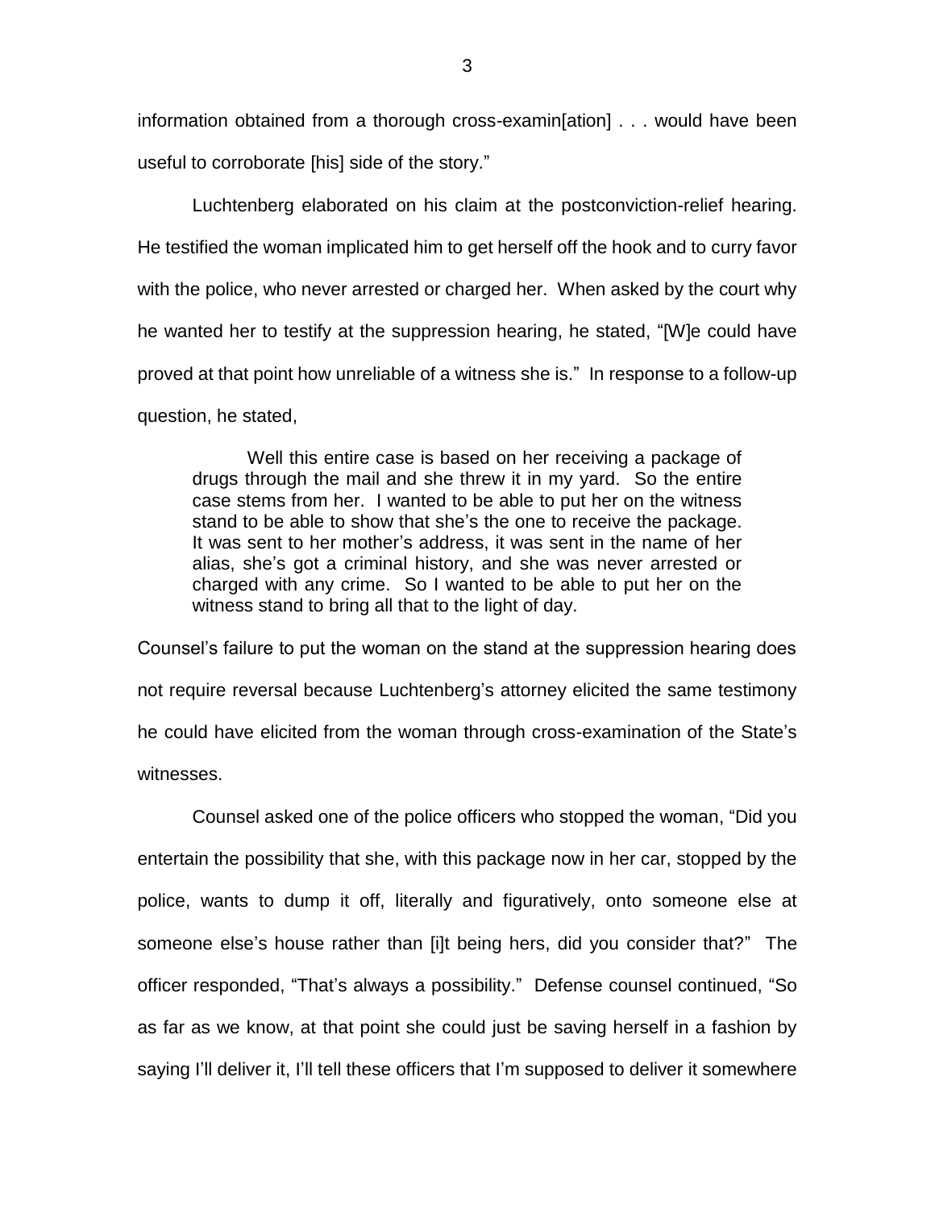information obtained from a thorough cross-examin[ation] . . . would have been useful to corroborate [his] side of the story."

Luchtenberg elaborated on his claim at the postconviction-relief hearing. He testified the woman implicated him to get herself off the hook and to curry favor with the police, who never arrested or charged her. When asked by the court why he wanted her to testify at the suppression hearing, he stated, "[W]e could have proved at that point how unreliable of a witness she is." In response to a follow-up question, he stated,

> Well this entire case is based on her receiving a package of drugs through the mail and she threw it in my yard. So the entire case stems from her. I wanted to be able to put her on the witness stand to be able to show that she's the one to receive the package. It was sent to her mother's address, it was sent in the name of her alias, she's got a criminal history, and she was never arrested or charged with any crime. So I wanted to be able to put her on the witness stand to bring all that to the light of day.

Counsel's failure to put the woman on the stand at the suppression hearing does not require reversal because Luchtenberg's attorney elicited the same testimony he could have elicited from the woman through cross-examination of the State's witnesses.

Counsel asked one of the police officers who stopped the woman, "Did you entertain the possibility that she, with this package now in her car, stopped by the police, wants to dump it off, literally and figuratively, onto someone else at someone else's house rather than [i]t being hers, did you consider that?" The officer responded, "That's always a possibility." Defense counsel continued, "So as far as we know, at that point she could just be saving herself in a fashion by saying I'll deliver it, I'll tell these officers that I'm supposed to deliver it somewhere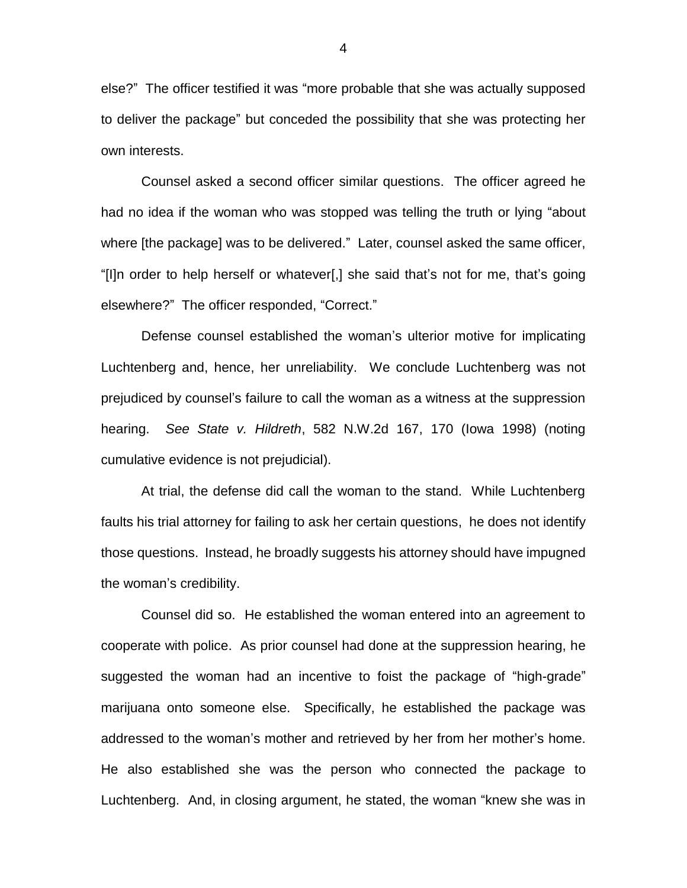else?" The officer testified it was "more probable that she was actually supposed to deliver the package" but conceded the possibility that she was protecting her own interests.

Counsel asked a second officer similar questions. The officer agreed he had no idea if the woman who was stopped was telling the truth or lying "about where [the package] was to be delivered." Later, counsel asked the same officer, "[I]n order to help herself or whatever[,] she said that's not for me, that's going elsewhere?" The officer responded, "Correct."

Defense counsel established the woman's ulterior motive for implicating Luchtenberg and, hence, her unreliability. We conclude Luchtenberg was not prejudiced by counsel's failure to call the woman as a witness at the suppression hearing. *See State v. Hildreth*, 582 N.W.2d 167, 170 (Iowa 1998) (noting cumulative evidence is not prejudicial).

At trial, the defense did call the woman to the stand. While Luchtenberg faults his trial attorney for failing to ask her certain questions, he does not identify those questions. Instead, he broadly suggests his attorney should have impugned the woman's credibility.

Counsel did so. He established the woman entered into an agreement to cooperate with police. As prior counsel had done at the suppression hearing, he suggested the woman had an incentive to foist the package of "high-grade" marijuana onto someone else. Specifically, he established the package was addressed to the woman's mother and retrieved by her from her mother's home. He also established she was the person who connected the package to Luchtenberg. And, in closing argument, he stated, the woman "knew she was in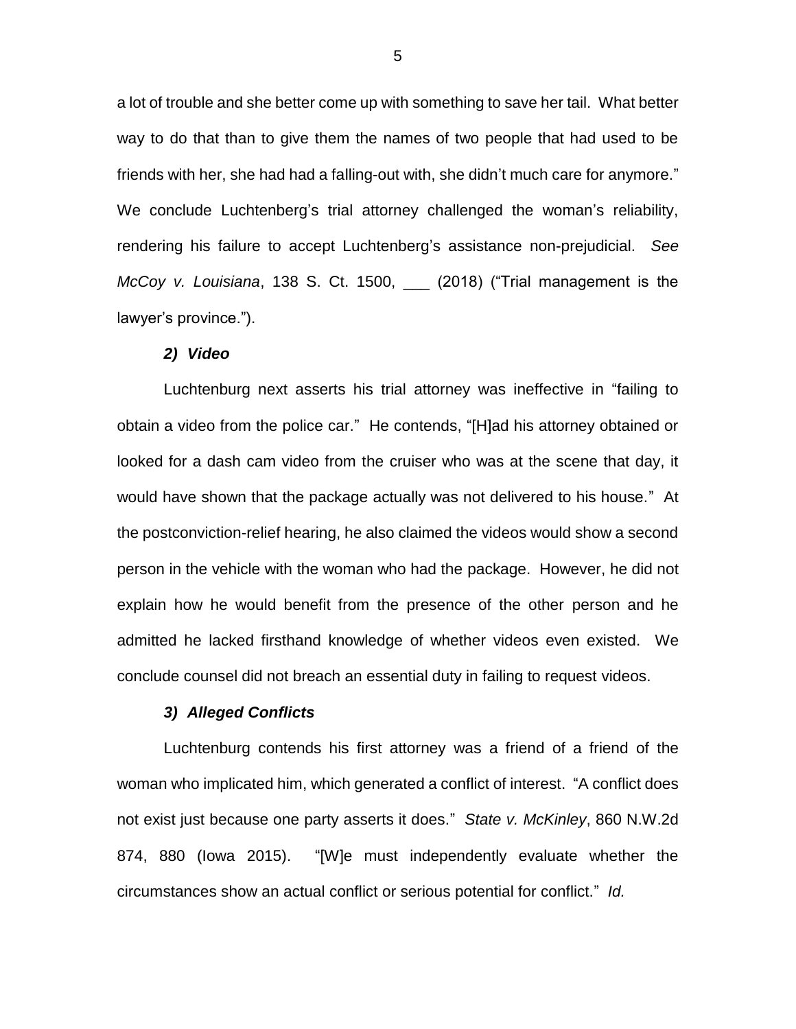a lot of trouble and she better come up with something to save her tail. What better way to do that than to give them the names of two people that had used to be friends with her, she had had a falling-out with, she didn't much care for anymore." We conclude Luchtenberg's trial attorney challenged the woman's reliability, rendering his failure to accept Luchtenberg's assistance non-prejudicial. *See McCoy v. Louisiana*, 138 S. Ct. 1500, ___ (2018) ("Trial management is the lawyer's province.").

### *2) Video*

Luchtenburg next asserts his trial attorney was ineffective in "failing to obtain a video from the police car." He contends, "[H]ad his attorney obtained or looked for a dash cam video from the cruiser who was at the scene that day, it would have shown that the package actually was not delivered to his house." At the postconviction-relief hearing, he also claimed the videos would show a second person in the vehicle with the woman who had the package. However, he did not explain how he would benefit from the presence of the other person and he admitted he lacked firsthand knowledge of whether videos even existed. We conclude counsel did not breach an essential duty in failing to request videos.

### *3) Alleged Conflicts*

Luchtenburg contends his first attorney was a friend of a friend of the woman who implicated him, which generated a conflict of interest. "A conflict does not exist just because one party asserts it does." *State v. McKinley*, 860 N.W.2d 874, 880 (Iowa 2015). "[W]e must independently evaluate whether the circumstances show an actual conflict or serious potential for conflict." *Id.*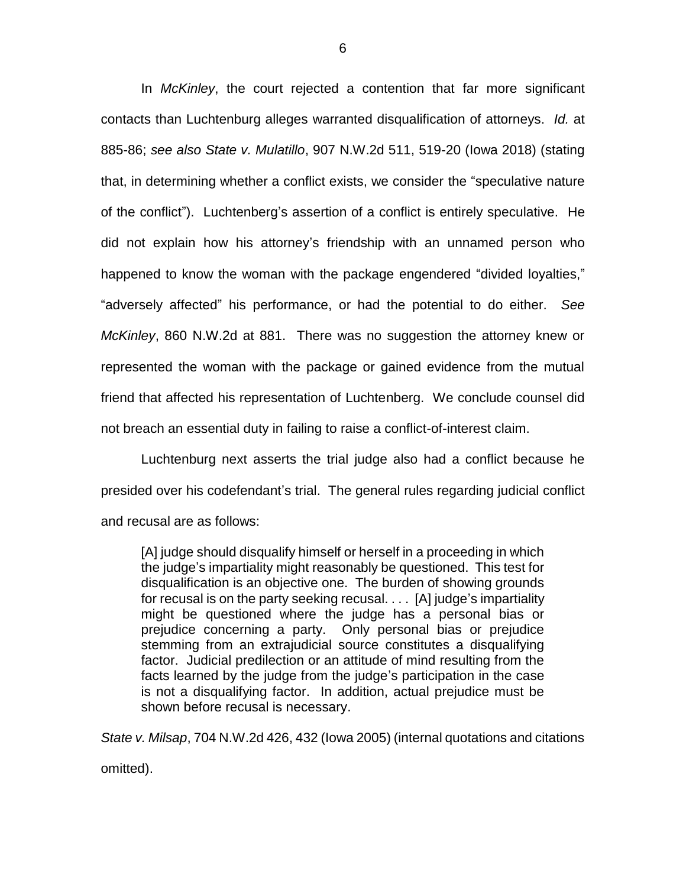In *McKinley*, the court rejected a contention that far more significant contacts than Luchtenburg alleges warranted disqualification of attorneys. *Id.* at 885-86; *see also State v. Mulatillo*, 907 N.W.2d 511, 519-20 (Iowa 2018) (stating that, in determining whether a conflict exists, we consider the "speculative nature of the conflict"). Luchtenberg's assertion of a conflict is entirely speculative. He did not explain how his attorney's friendship with an unnamed person who happened to know the woman with the package engendered "divided loyalties," "adversely affected" his performance, or had the potential to do either. *See McKinley*, 860 N.W.2d at 881. There was no suggestion the attorney knew or represented the woman with the package or gained evidence from the mutual friend that affected his representation of Luchtenberg. We conclude counsel did not breach an essential duty in failing to raise a conflict-of-interest claim.

Luchtenburg next asserts the trial judge also had a conflict because he presided over his codefendant's trial. The general rules regarding judicial conflict and recusal are as follows:

> [A] judge should disqualify himself or herself in a proceeding in which the judge's impartiality might reasonably be questioned. This test for disqualification is an objective one. The burden of showing grounds for recusal is on the party seeking recusal. . . . [A] judge's impartiality might be questioned where the judge has a personal bias or prejudice concerning a party. Only personal bias or prejudice stemming from an extrajudicial source constitutes a disqualifying factor. Judicial predilection or an attitude of mind resulting from the facts learned by the judge from the judge's participation in the case is not a disqualifying factor. In addition, actual prejudice must be shown before recusal is necessary.

*State v. Milsap*, 704 N.W.2d 426, 432 (Iowa 2005) (internal quotations and citations omitted).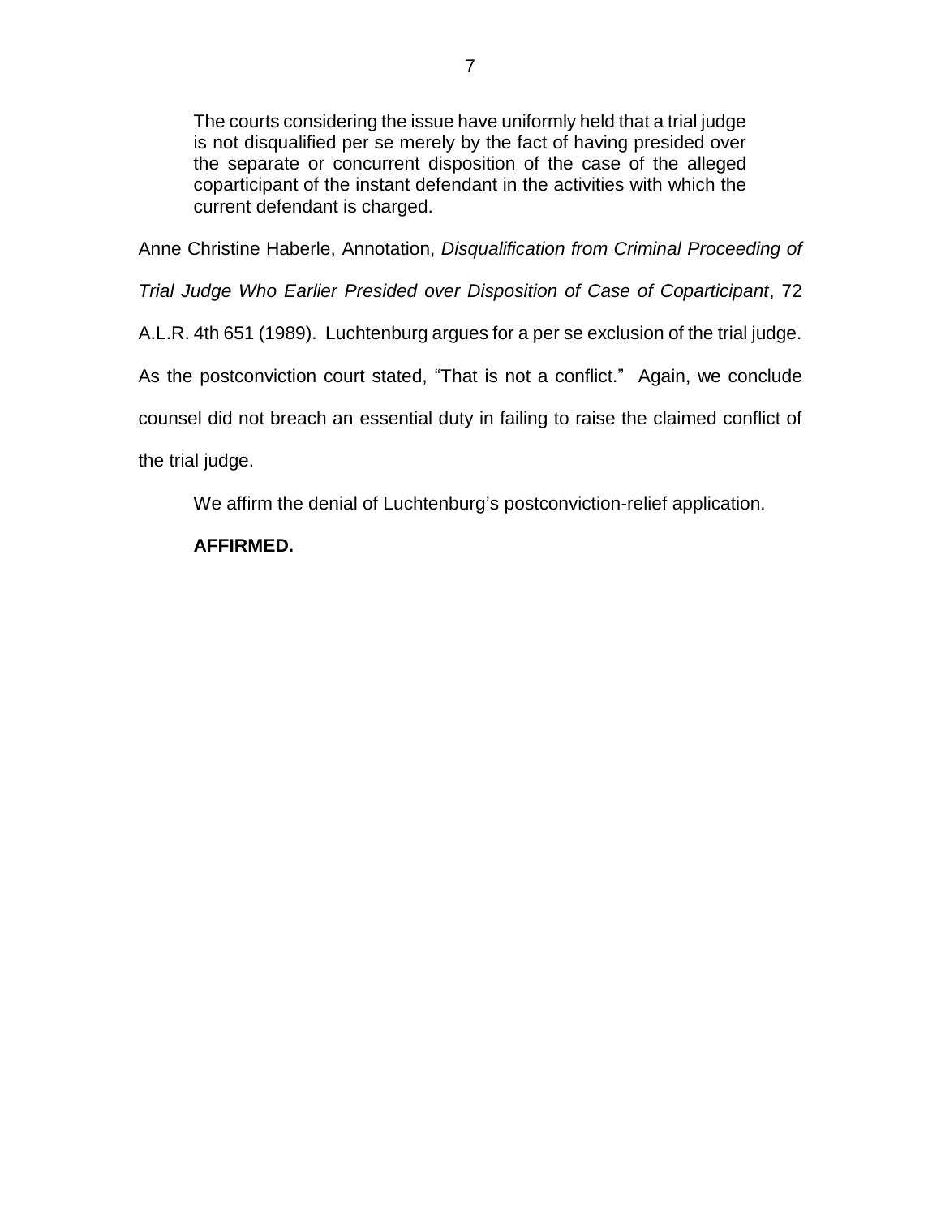> The courts considering the issue have uniformly held that a trial judge is not disqualified per se merely by the fact of having presided over the separate or concurrent disposition of the case of the alleged coparticipant of the instant defendant in the activities with which the current defendant is charged.

Anne Christine Haberle, Annotation, *Disqualification from Criminal Proceeding of Trial Judge Who Earlier Presided over Disposition of Case of Coparticipant*, 72 A.L.R. 4th 651 (1989). Luchtenburg argues for a per se exclusion of the trial judge. As the postconviction court stated, "That is not a conflict." Again, we conclude counsel did not breach an essential duty in failing to raise the claimed conflict of the trial judge.

We affirm the denial of Luchtenburg's postconviction-relief application.

**AFFIRMED.**